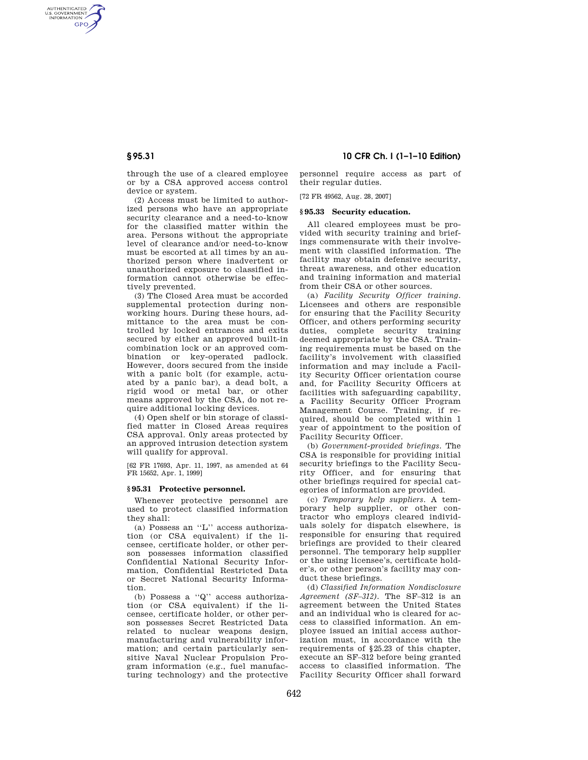through the use of a cleared employee or by a CSA approved access control device or system.

(2) Access must be limited to authorized persons who have an appropriate security clearance and a need-to-know for the classified matter within the area. Persons without the appropriate level of clearance and/or need-to-know must be escorted at all times by an authorized person where inadvertent or unauthorized exposure to classified information cannot otherwise be effectively prevented.

(3) The Closed Area must be accorded supplemental protection during non-working hours. During these hours, admittance to the area must be controlled by locked entrances and exits secured by either an approved built-in combination lock or an approved combination or key-operated padlock. However, doors secured from the inside with a panic bolt (for example, actuated by a panic bar), a dead bolt, a rigid wood or metal bar, or other means approved by the CSA, do not require additional locking devices.

(4) Open shelf or bin storage of classified matter in Closed Areas requires CSA approval. Only areas protected by an approved intrusion detection system will qualify for approval.

[62 FR 17693, Apr. 11, 1997, as amended at 64 FR 15652, Apr. 1, 1999]

### § 95.31 Protective personnel.

Whenever protective personnel are used to protect classified information they shall:

(a) Possess an "L" access authorization (or CSA equivalent) if the licensee, certificate holder, or other person possesses information classified Confidential National Security Information, Confidential Restricted Data or Secret National Security Information.

(b) Possess a "Q" access authorization (or CSA equivalent) if the licensee, certificate holder, or other person possesses Secret Restricted Data related to nuclear weapons design, manufacturing and vulnerability information; and certain particularly sensitive Naval Nuclear Propulsion Program information (e.g., fuel manufacturing technology) and the protective personnel require access as part of their regular duties.

[72 FR 49562, Aug. 28, 2007]

### § 95.33 Security education.

All cleared employees must be provided with security training and briefings commensurate with their involvement with classified information. The facility may obtain defensive security, threat awareness, and other education and training information and material from their CSA or other sources.

(a) *Facility Security Officer training.* Licensees and others are responsible for ensuring that the Facility Security Officer, and others performing security duties, complete security training deemed appropriate by the CSA. Training requirements must be based on the facility's involvement with classified information and may include a Facility Security Officer orientation course and, for Facility Security Officers at facilities with safeguarding capability, a Facility Security Officer Program Management Course. Training, if required, should be completed within 1 year of appointment to the position of Facility Security Officer.

(b) *Government-provided briefings.* The CSA is responsible for providing initial security briefings to the Facility Security Officer, and for ensuring that other briefings required for special categories of information are provided.

(c) *Temporary help suppliers.* A temporary help supplier, or other contractor who employs cleared individuals solely for dispatch elsewhere, is responsible for ensuring that required briefings are provided to their cleared personnel. The temporary help supplier or the using licensee's, certificate holder's, or other person's facility may conduct these briefings.

(d) *Classified Information Nondisclosure Agreement (SF–312).* The SF–312 is an agreement between the United States and an individual who is cleared for access to classified information. An employee issued an initial access authorization must, in accordance with the requirements of §25.23 of this chapter, execute an SF–312 before being granted access to classified information. The Facility Security Officer shall forward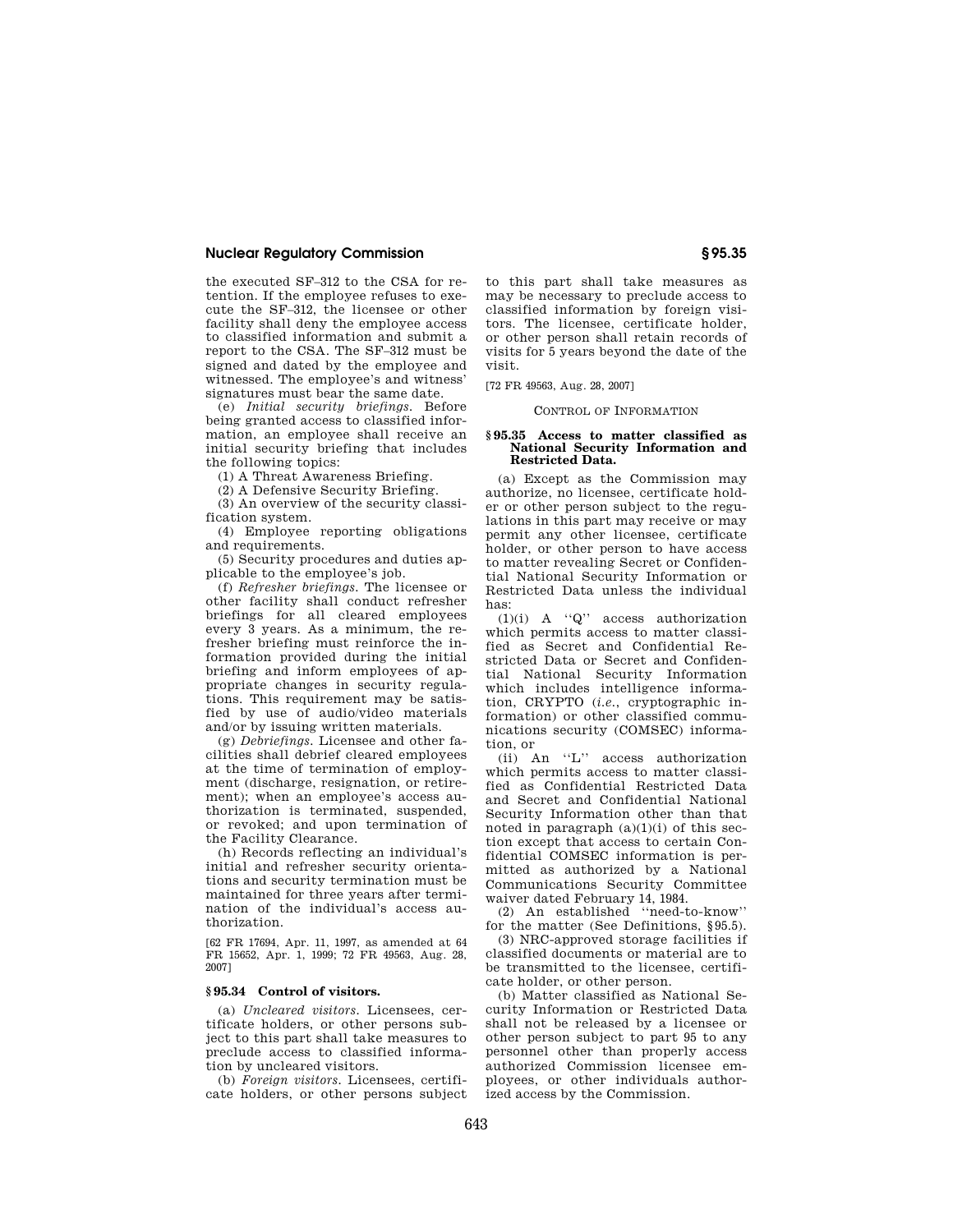the executed SF–312 to the CSA for retention. If the employee refuses to execute the SF–312, the licensee or other facility shall deny the employee access to classified information and submit a report to the CSA. The SF–312 must be signed and dated by the employee and witnessed. The employee's and witness' signatures must bear the same date.

(e) *Initial security briefings.* Before being granted access to classified information, an employee shall receive an initial security briefing that includes the following topics:

(1) A Threat Awareness Briefing.

(2) A Defensive Security Briefing.

(3) An overview of the security classification system.

(4) Employee reporting obligations and requirements.

(5) Security procedures and duties applicable to the employee's job.

(f) *Refresher briefings.* The licensee or other facility shall conduct refresher briefings for all cleared employees every 3 years. As a minimum, the refresher briefing must reinforce the information provided during the initial briefing and inform employees of appropriate changes in security regulations. This requirement may be satisfied by use of audio/video materials and/or by issuing written materials.

(g) *Debriefings.* Licensee and other facilities shall debrief cleared employees at the time of termination of employment (discharge, resignation, or retirement); when an employee's access authorization is terminated, suspended, or revoked; and upon termination of the Facility Clearance.

(h) Records reflecting an individual's initial and refresher security orientations and security termination must be maintained for three years after termination of the individual's access authorization.

[62 FR 17694, Apr. 11, 1997, as amended at 64 FR 15652, Apr. 1, 1999; 72 FR 49563, Aug. 28, 2007]

### § 95.34 Control of visitors.

(a) *Uncleared visitors.* Licensees, certificate holders, or other persons subject to this part shall take measures to preclude access to classified information by uncleared visitors.

(b) *Foreign visitors.* Licensees, certificate holders, or other persons subject to this part shall take measures as may be necessary to preclude access to classified information by foreign visitors. The licensee, certificate holder, or other person shall retain records of visits for 5 years beyond the date of the visit.

[72 FR 49563, Aug. 28, 2007]

## CONTROL OF INFORMATION

### § 95.35 Access to matter classified as National Security Information and Restricted Data.

(a) Except as the Commission may authorize, no licensee, certificate holder or other person subject to the regulations in this part may receive or may permit any other licensee, certificate holder, or other person to have access to matter revealing Secret or Confidential National Security Information or Restricted Data unless the individual has:

(1)(i) A ''Q'' access authorization which permits access to matter classified as Secret and Confidential Restricted Data or Secret and Confidential National Security Information which includes intelligence information, CRYPTO (*i.e.*, cryptographic information) or other classified communications security (COMSEC) information, or

(ii) An ''L'' access authorization which permits access to matter classified as Confidential Restricted Data and Secret and Confidential National Security Information other than that noted in paragraph (a)(1)(i) of this section except that access to certain Confidential COMSEC information is permitted as authorized by a National Communications Security Committee waiver dated February 14, 1984.

(2) An established ''need-to-know'' for the matter (See Definitions, § 95.5).

(3) NRC-approved storage facilities if classified documents or material are to be transmitted to the licensee, certificate holder, or other person.

(b) Matter classified as National Security Information or Restricted Data shall not be released by a licensee or other person subject to part 95 to any personnel other than properly access authorized Commission licensee employees, or other individuals authorized access by the Commission.